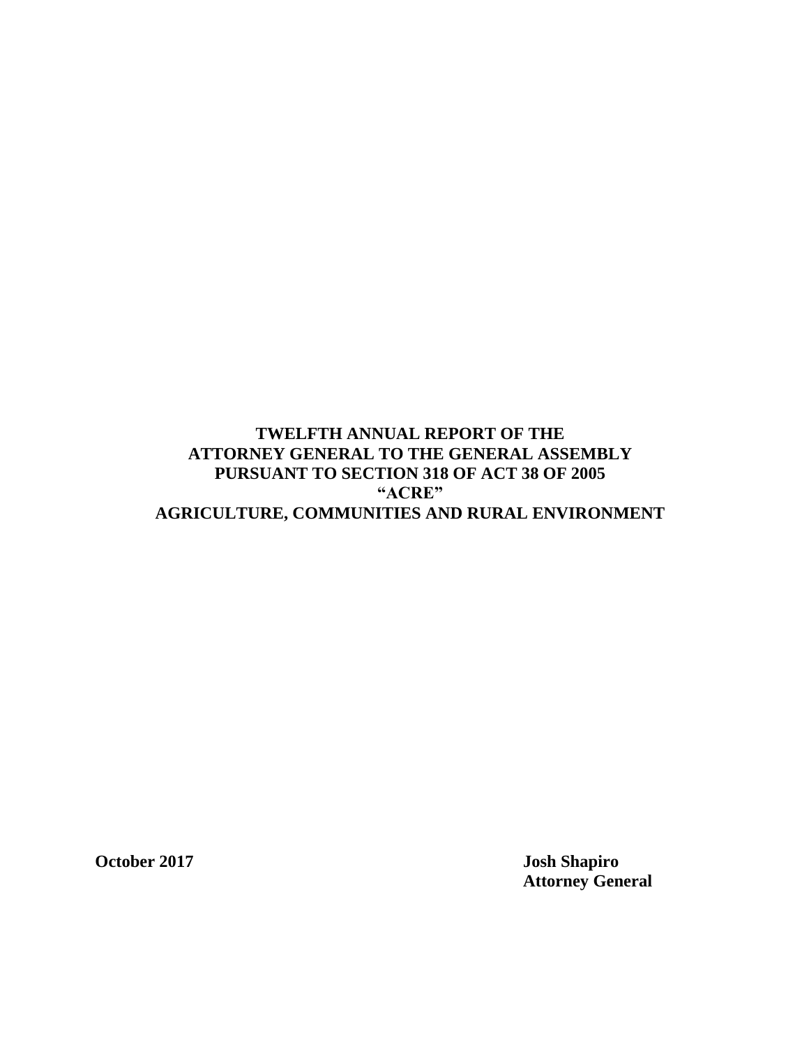# TWELFTH ANNUAL REPORT OF THE ATTORNEY GENERAL TO THE GENERAL ASSEMBLY PURSUANT TO SECTION 318 OF ACT 38 OF 2005 "ACRE" AGRICULTURE, COMMUNITIES AND RURAL ENVIRONMENT

**October 2017**

**Josh Shapiro**
**Attorney General**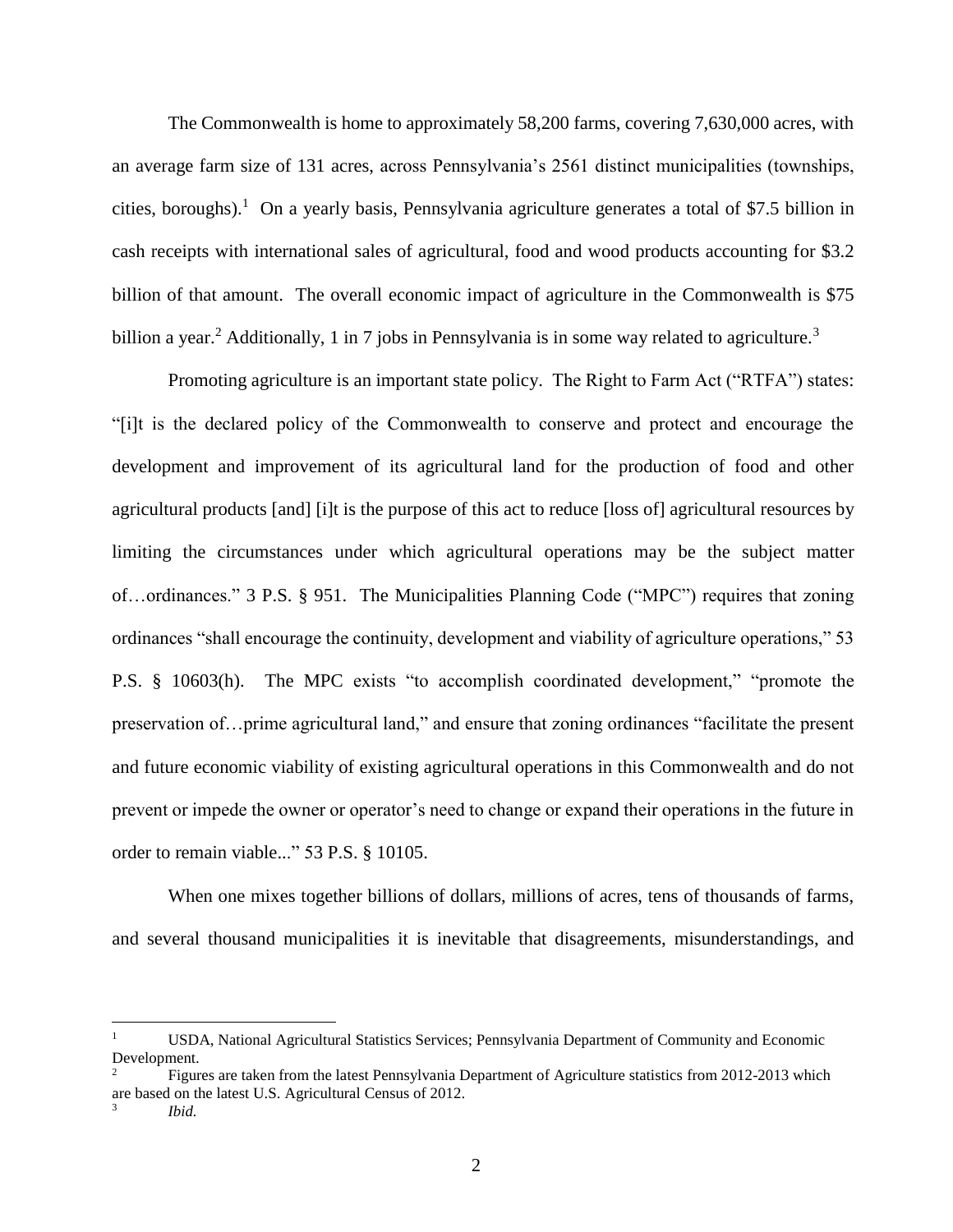The Commonwealth is home to approximately 58,200 farms, covering 7,630,000 acres, with an average farm size of 131 acres, across Pennsylvania's 2561 distinct municipalities (townships, cities, boroughs).[1] On a yearly basis, Pennsylvania agriculture generates a total of $7.5 billion in cash receipts with international sales of agricultural, food and wood products accounting for $3.2 billion of that amount. The overall economic impact of agriculture in the Commonwealth is $75 billion a year.[2] Additionally, 1 in 7 jobs in Pennsylvania is in some way related to agriculture.[3]

Promoting agriculture is an important state policy. The Right to Farm Act ("RTFA") states: "[i]t is the declared policy of the Commonwealth to conserve and protect and encourage the development and improvement of its agricultural land for the production of food and other agricultural products [and] [i]t is the purpose of this act to reduce [loss of] agricultural resources by limiting the circumstances under which agricultural operations may be the subject matter of…ordinances." 3 P.S. § 951. The Municipalities Planning Code ("MPC") requires that zoning ordinances "shall encourage the continuity, development and viability of agriculture operations," 53 P.S. § 10603(h). The MPC exists "to accomplish coordinated development," "promote the preservation of…prime agricultural land," and ensure that zoning ordinances "facilitate the present and future economic viability of existing agricultural operations in this Commonwealth and do not prevent or impede the owner or operator's need to change or expand their operations in the future in order to remain viable..." 53 P.S. § 10105.

When one mixes together billions of dollars, millions of acres, tens of thousands of farms, and several thousand municipalities it is inevitable that disagreements, misunderstandings, and

---

[1] USDA, National Agricultural Statistics Services; Pennsylvania Department of Community and Economic Development.

[2] Figures are taken from the latest Pennsylvania Department of Agriculture statistics from 2012-2013 which are based on the latest U.S. Agricultural Census of 2012.

[3] *Ibid.*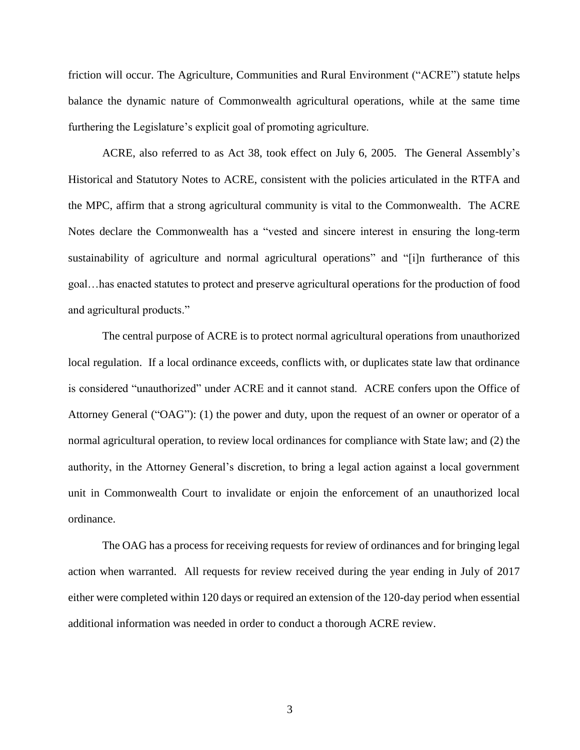friction will occur. The Agriculture, Communities and Rural Environment ("ACRE") statute helps balance the dynamic nature of Commonwealth agricultural operations, while at the same time furthering the Legislature's explicit goal of promoting agriculture.

ACRE, also referred to as Act 38, took effect on July 6, 2005. The General Assembly's Historical and Statutory Notes to ACRE, consistent with the policies articulated in the RTFA and the MPC, affirm that a strong agricultural community is vital to the Commonwealth. The ACRE Notes declare the Commonwealth has a "vested and sincere interest in ensuring the long-term sustainability of agriculture and normal agricultural operations" and "[i]n furtherance of this goal…has enacted statutes to protect and preserve agricultural operations for the production of food and agricultural products."

The central purpose of ACRE is to protect normal agricultural operations from unauthorized local regulation. If a local ordinance exceeds, conflicts with, or duplicates state law that ordinance is considered "unauthorized" under ACRE and it cannot stand. ACRE confers upon the Office of Attorney General ("OAG"): (1) the power and duty, upon the request of an owner or operator of a normal agricultural operation, to review local ordinances for compliance with State law; and (2) the authority, in the Attorney General's discretion, to bring a legal action against a local government unit in Commonwealth Court to invalidate or enjoin the enforcement of an unauthorized local ordinance.

The OAG has a process for receiving requests for review of ordinances and for bringing legal action when warranted. All requests for review received during the year ending in July of 2017 either were completed within 120 days or required an extension of the 120-day period when essential additional information was needed in order to conduct a thorough ACRE review.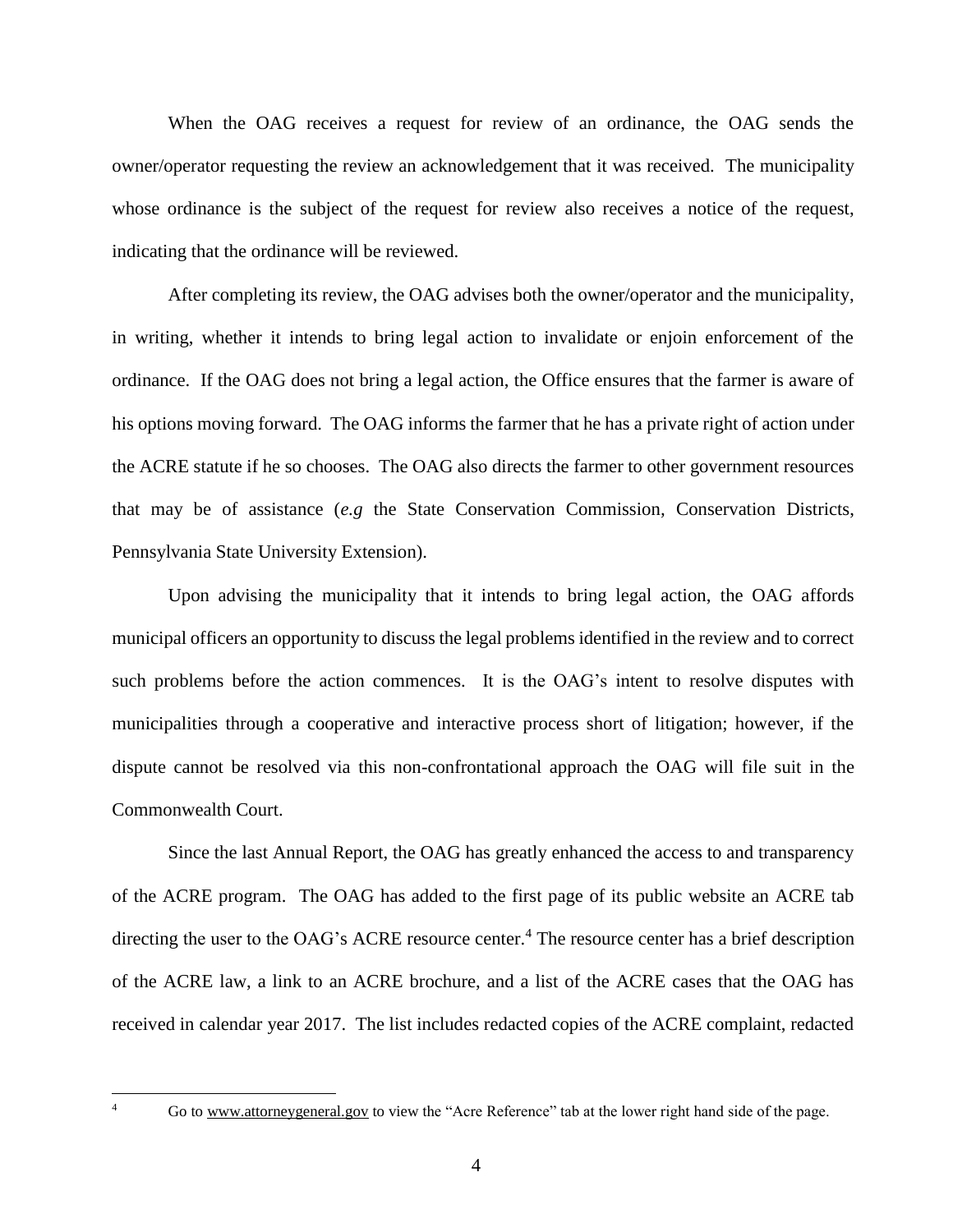When the OAG receives a request for review of an ordinance, the OAG sends the owner/operator requesting the review an acknowledgement that it was received. The municipality whose ordinance is the subject of the request for review also receives a notice of the request, indicating that the ordinance will be reviewed.

After completing its review, the OAG advises both the owner/operator and the municipality, in writing, whether it intends to bring legal action to invalidate or enjoin enforcement of the ordinance. If the OAG does not bring a legal action, the Office ensures that the farmer is aware of his options moving forward. The OAG informs the farmer that he has a private right of action under the ACRE statute if he so chooses. The OAG also directs the farmer to other government resources that may be of assistance (*e.g* the State Conservation Commission, Conservation Districts, Pennsylvania State University Extension).

Upon advising the municipality that it intends to bring legal action, the OAG affords municipal officers an opportunity to discuss the legal problems identified in the review and to correct such problems before the action commences. It is the OAG's intent to resolve disputes with municipalities through a cooperative and interactive process short of litigation; however, if the dispute cannot be resolved via this non-confrontational approach the OAG will file suit in the Commonwealth Court.

Since the last Annual Report, the OAG has greatly enhanced the access to and transparency of the ACRE program. The OAG has added to the first page of its public website an ACRE tab directing the user to the OAG's ACRE resource center.[4] The resource center has a brief description of the ACRE law, a link to an ACRE brochure, and a list of the ACRE cases that the OAG has received in calendar year 2017. The list includes redacted copies of the ACRE complaint, redacted

[4] Go to www.attorneygeneral.gov to view the "Acre Reference" tab at the lower right hand side of the page.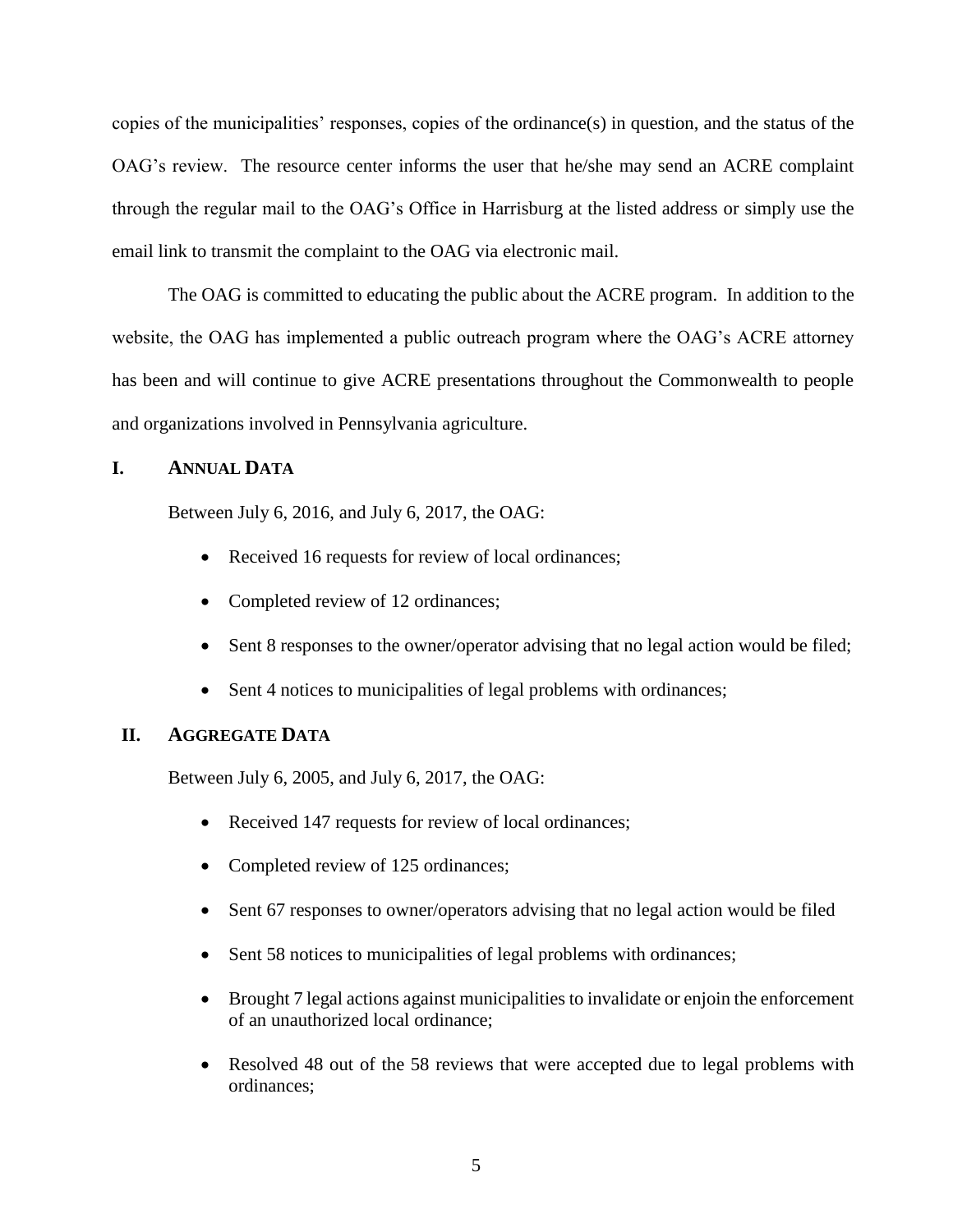copies of the municipalities' responses, copies of the ordinance(s) in question, and the status of the OAG's review. The resource center informs the user that he/she may send an ACRE complaint through the regular mail to the OAG's Office in Harrisburg at the listed address or simply use the email link to transmit the complaint to the OAG via electronic mail.

The OAG is committed to educating the public about the ACRE program. In addition to the website, the OAG has implemented a public outreach program where the OAG's ACRE attorney has been and will continue to give ACRE presentations throughout the Commonwealth to people and organizations involved in Pennsylvania agriculture.

## I. ANNUAL DATA

Between July 6, 2016, and July 6, 2017, the OAG:

- Received 16 requests for review of local ordinances;
- Completed review of 12 ordinances;
- Sent 8 responses to the owner/operator advising that no legal action would be filed;
- Sent 4 notices to municipalities of legal problems with ordinances;

## II. AGGREGATE DATA

Between July 6, 2005, and July 6, 2017, the OAG:

- Received 147 requests for review of local ordinances;
- Completed review of 125 ordinances;
- Sent 67 responses to owner/operators advising that no legal action would be filed
- Sent 58 notices to municipalities of legal problems with ordinances;
- Brought 7 legal actions against municipalities to invalidate or enjoin the enforcement of an unauthorized local ordinance;
- Resolved 48 out of the 58 reviews that were accepted due to legal problems with ordinances;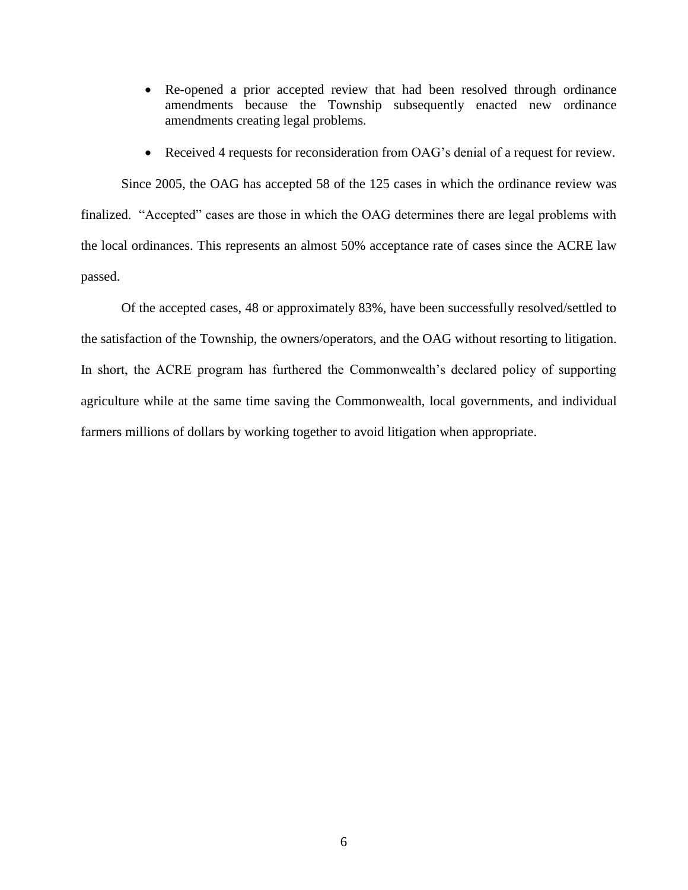- Re-opened a prior accepted review that had been resolved through ordinance amendments because the Township subsequently enacted new ordinance amendments creating legal problems.

- Received 4 requests for reconsideration from OAG's denial of a request for review.

Since 2005, the OAG has accepted 58 of the 125 cases in which the ordinance review was finalized. "Accepted" cases are those in which the OAG determines there are legal problems with the local ordinances. This represents an almost 50% acceptance rate of cases since the ACRE law passed.

Of the accepted cases, 48 or approximately 83%, have been successfully resolved/settled to the satisfaction of the Township, the owners/operators, and the OAG without resorting to litigation. In short, the ACRE program has furthered the Commonwealth's declared policy of supporting agriculture while at the same time saving the Commonwealth, local governments, and individual farmers millions of dollars by working together to avoid litigation when appropriate.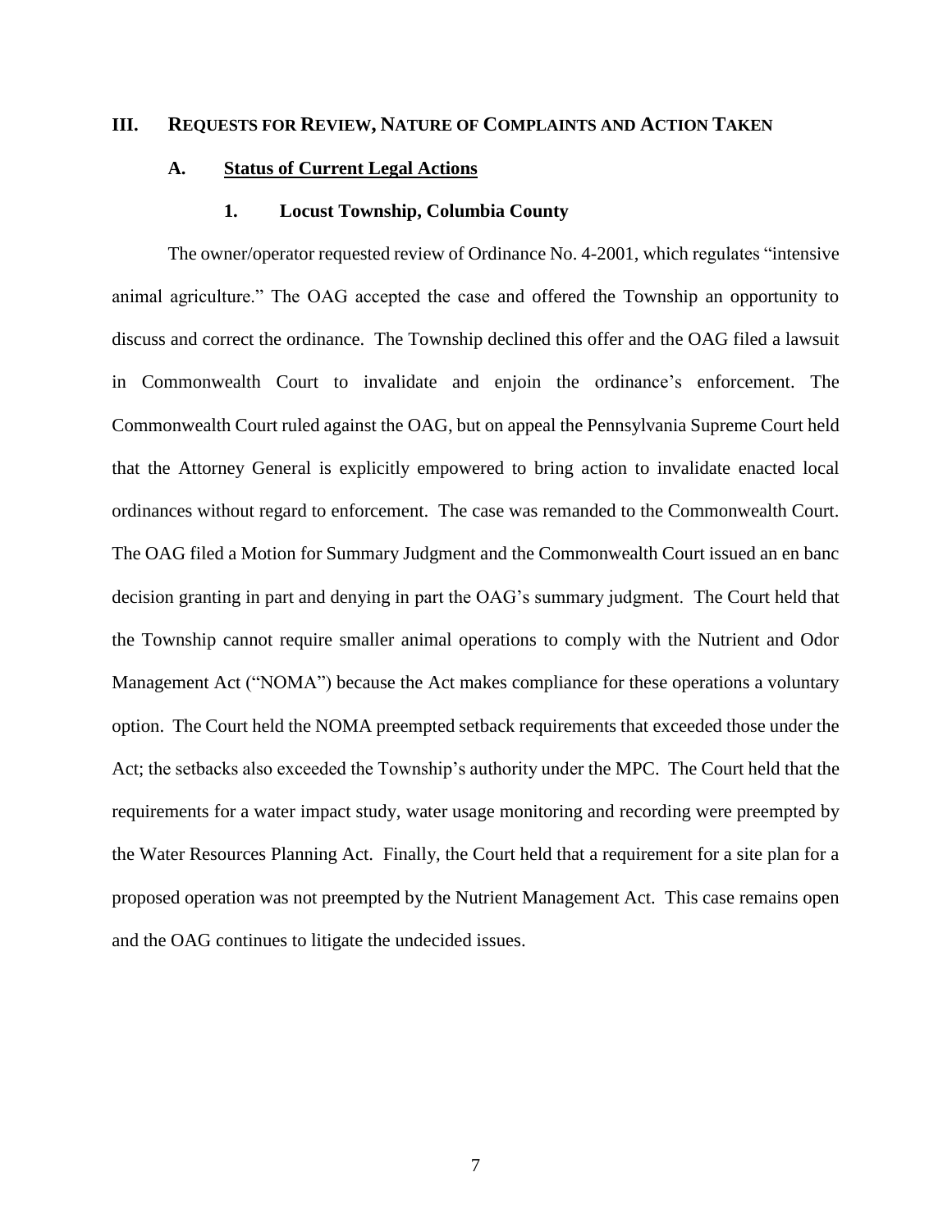## III. REQUESTS FOR REVIEW, NATURE OF COMPLAINTS AND ACTION TAKEN

### A. Status of Current Legal Actions

#### 1. Locust Township, Columbia County

The owner/operator requested review of Ordinance No. 4-2001, which regulates "intensive animal agriculture." The OAG accepted the case and offered the Township an opportunity to discuss and correct the ordinance. The Township declined this offer and the OAG filed a lawsuit in Commonwealth Court to invalidate and enjoin the ordinance's enforcement. The Commonwealth Court ruled against the OAG, but on appeal the Pennsylvania Supreme Court held that the Attorney General is explicitly empowered to bring action to invalidate enacted local ordinances without regard to enforcement. The case was remanded to the Commonwealth Court. The OAG filed a Motion for Summary Judgment and the Commonwealth Court issued an en banc decision granting in part and denying in part the OAG's summary judgment. The Court held that the Township cannot require smaller animal operations to comply with the Nutrient and Odor Management Act ("NOMA") because the Act makes compliance for these operations a voluntary option. The Court held the NOMA preempted setback requirements that exceeded those under the Act; the setbacks also exceeded the Township's authority under the MPC. The Court held that the requirements for a water impact study, water usage monitoring and recording were preempted by the Water Resources Planning Act. Finally, the Court held that a requirement for a site plan for a proposed operation was not preempted by the Nutrient Management Act. This case remains open and the OAG continues to litigate the undecided issues.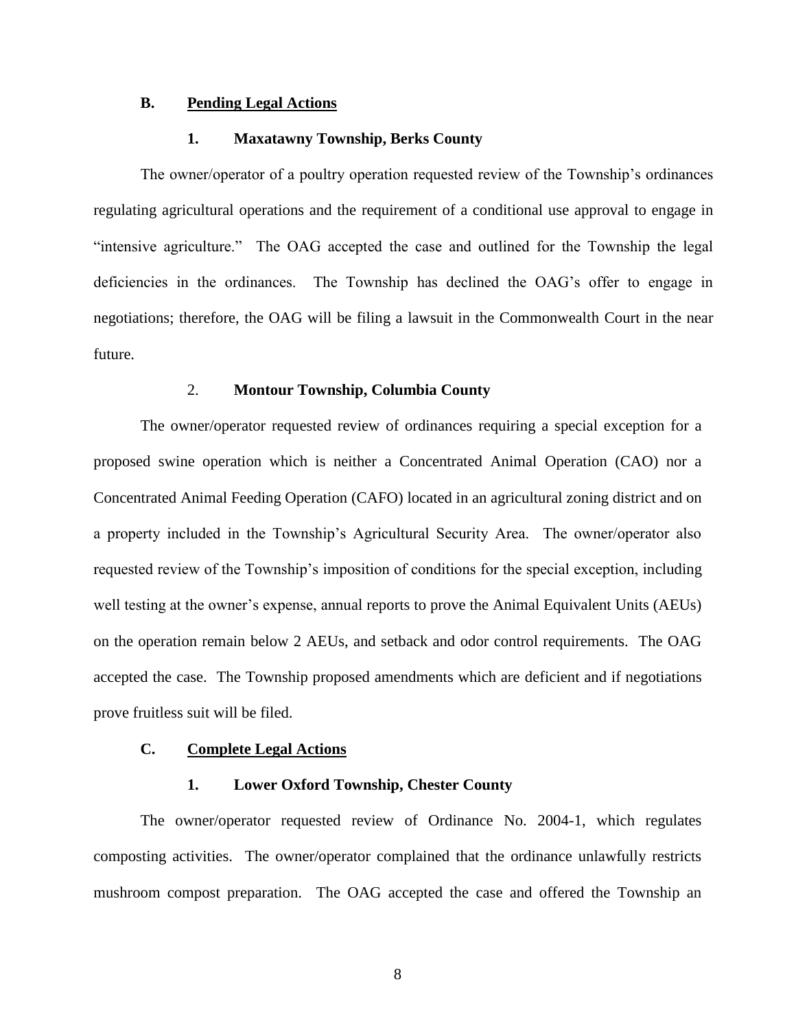## B. Pending Legal Actions

### 1. Maxatawny Township, Berks County

The owner/operator of a poultry operation requested review of the Township's ordinances regulating agricultural operations and the requirement of a conditional use approval to engage in "intensive agriculture." The OAG accepted the case and outlined for the Township the legal deficiencies in the ordinances. The Township has declined the OAG's offer to engage in negotiations; therefore, the OAG will be filing a lawsuit in the Commonwealth Court in the near future.

### 2. Montour Township, Columbia County

The owner/operator requested review of ordinances requiring a special exception for a proposed swine operation which is neither a Concentrated Animal Operation (CAO) nor a Concentrated Animal Feeding Operation (CAFO) located in an agricultural zoning district and on a property included in the Township's Agricultural Security Area. The owner/operator also requested review of the Township's imposition of conditions for the special exception, including well testing at the owner's expense, annual reports to prove the Animal Equivalent Units (AEUs) on the operation remain below 2 AEUs, and setback and odor control requirements. The OAG accepted the case. The Township proposed amendments which are deficient and if negotiations prove fruitless suit will be filed.

## C. Complete Legal Actions

### 1. Lower Oxford Township, Chester County

The owner/operator requested review of Ordinance No. 2004-1, which regulates composting activities. The owner/operator complained that the ordinance unlawfully restricts mushroom compost preparation. The OAG accepted the case and offered the Township an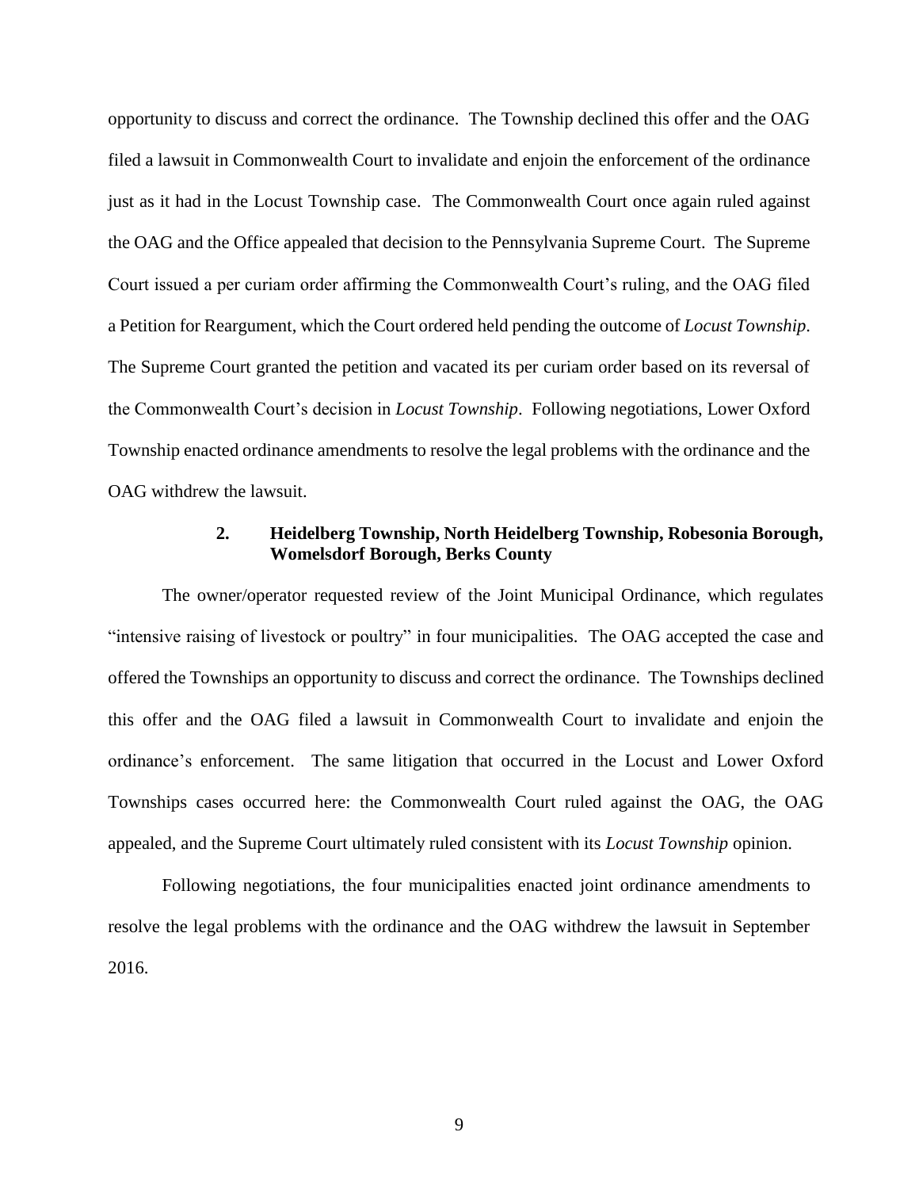opportunity to discuss and correct the ordinance. The Township declined this offer and the OAG filed a lawsuit in Commonwealth Court to invalidate and enjoin the enforcement of the ordinance just as it had in the Locust Township case. The Commonwealth Court once again ruled against the OAG and the Office appealed that decision to the Pennsylvania Supreme Court. The Supreme Court issued a per curiam order affirming the Commonwealth Court's ruling, and the OAG filed a Petition for Reargument, which the Court ordered held pending the outcome of *Locust Township*. The Supreme Court granted the petition and vacated its per curiam order based on its reversal of the Commonwealth Court's decision in *Locust Township*. Following negotiations, Lower Oxford Township enacted ordinance amendments to resolve the legal problems with the ordinance and the OAG withdrew the lawsuit.

### 2. Heidelberg Township, North Heidelberg Township, Robesonia Borough, Womelsdorf Borough, Berks County

The owner/operator requested review of the Joint Municipal Ordinance, which regulates "intensive raising of livestock or poultry" in four municipalities. The OAG accepted the case and offered the Townships an opportunity to discuss and correct the ordinance. The Townships declined this offer and the OAG filed a lawsuit in Commonwealth Court to invalidate and enjoin the ordinance's enforcement. The same litigation that occurred in the Locust and Lower Oxford Townships cases occurred here: the Commonwealth Court ruled against the OAG, the OAG appealed, and the Supreme Court ultimately ruled consistent with its *Locust Township* opinion.

Following negotiations, the four municipalities enacted joint ordinance amendments to resolve the legal problems with the ordinance and the OAG withdrew the lawsuit in September 2016.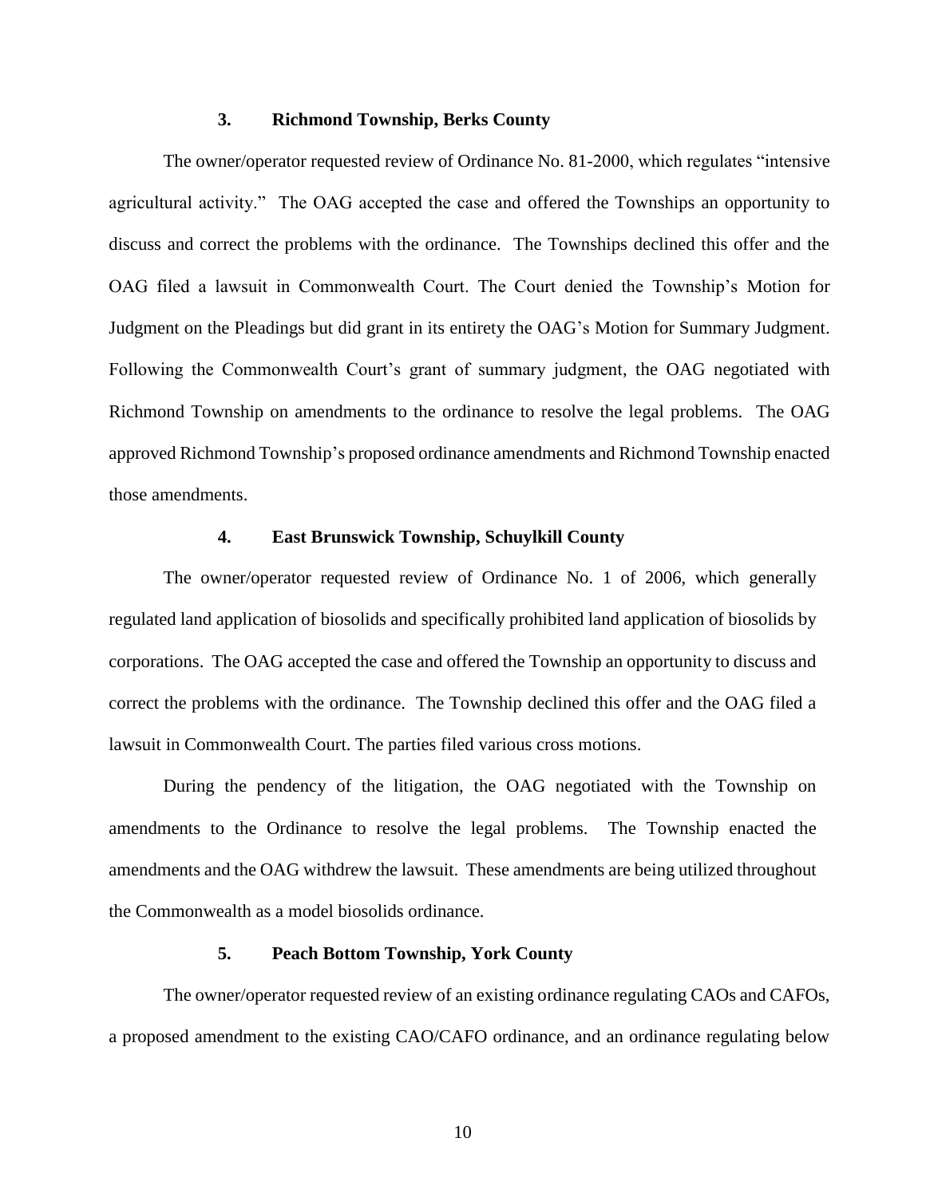### 3. Richmond Township, Berks County

The owner/operator requested review of Ordinance No. 81-2000, which regulates "intensive agricultural activity." The OAG accepted the case and offered the Townships an opportunity to discuss and correct the problems with the ordinance. The Townships declined this offer and the OAG filed a lawsuit in Commonwealth Court. The Court denied the Township's Motion for Judgment on the Pleadings but did grant in its entirety the OAG's Motion for Summary Judgment. Following the Commonwealth Court's grant of summary judgment, the OAG negotiated with Richmond Township on amendments to the ordinance to resolve the legal problems. The OAG approved Richmond Township's proposed ordinance amendments and Richmond Township enacted those amendments.

### 4. East Brunswick Township, Schuylkill County

The owner/operator requested review of Ordinance No. 1 of 2006, which generally regulated land application of biosolids and specifically prohibited land application of biosolids by corporations. The OAG accepted the case and offered the Township an opportunity to discuss and correct the problems with the ordinance. The Township declined this offer and the OAG filed a lawsuit in Commonwealth Court. The parties filed various cross motions.

During the pendency of the litigation, the OAG negotiated with the Township on amendments to the Ordinance to resolve the legal problems. The Township enacted the amendments and the OAG withdrew the lawsuit. These amendments are being utilized throughout the Commonwealth as a model biosolids ordinance.

### 5. Peach Bottom Township, York County

The owner/operator requested review of an existing ordinance regulating CAOs and CAFOs, a proposed amendment to the existing CAO/CAFO ordinance, and an ordinance regulating below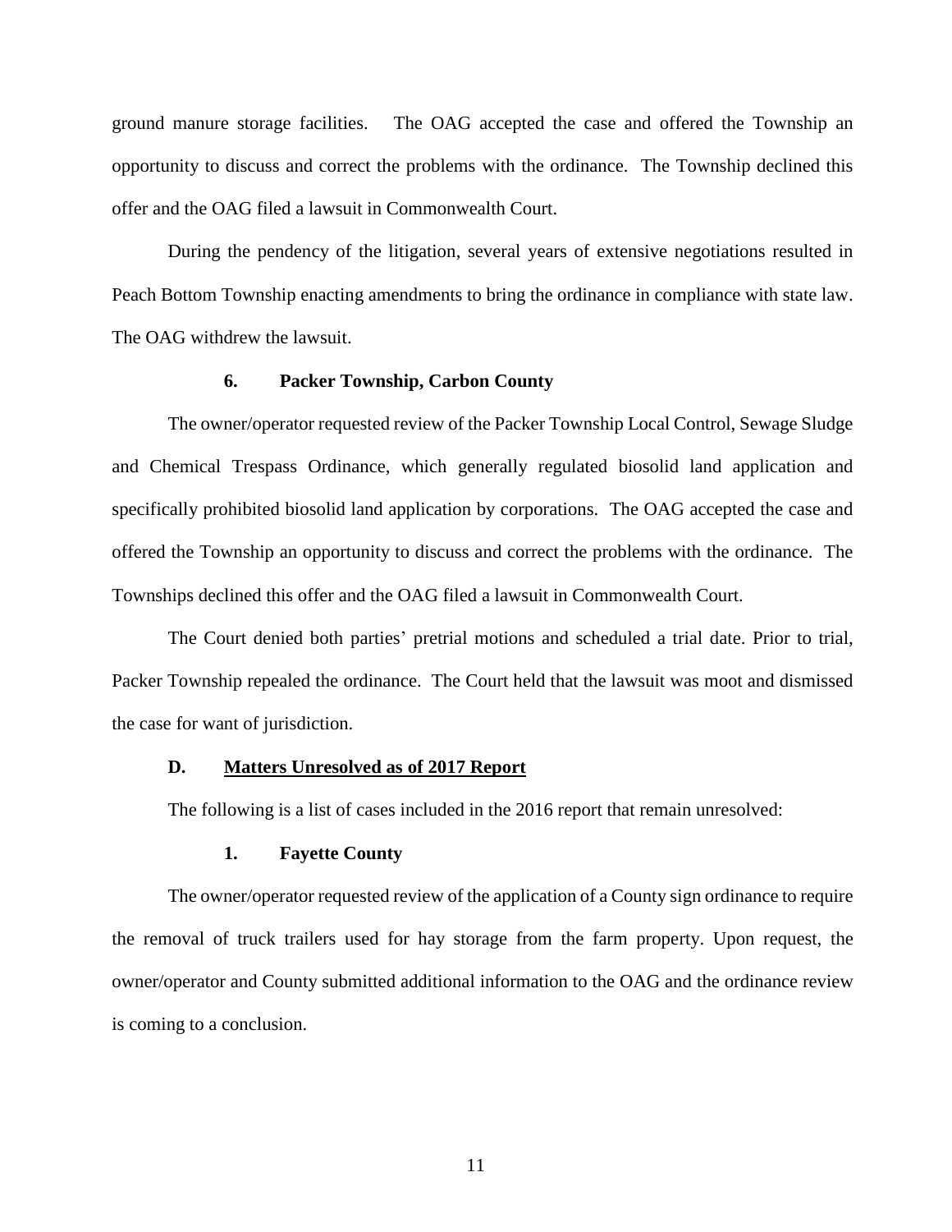ground manure storage facilities. The OAG accepted the case and offered the Township an opportunity to discuss and correct the problems with the ordinance. The Township declined this offer and the OAG filed a lawsuit in Commonwealth Court.

During the pendency of the litigation, several years of extensive negotiations resulted in Peach Bottom Township enacting amendments to bring the ordinance in compliance with state law. The OAG withdrew the lawsuit.

#### 6. Packer Township, Carbon County

The owner/operator requested review of the Packer Township Local Control, Sewage Sludge and Chemical Trespass Ordinance, which generally regulated biosolid land application and specifically prohibited biosolid land application by corporations. The OAG accepted the case and offered the Township an opportunity to discuss and correct the problems with the ordinance. The Townships declined this offer and the OAG filed a lawsuit in Commonwealth Court.

The Court denied both parties' pretrial motions and scheduled a trial date. Prior to trial, Packer Township repealed the ordinance. The Court held that the lawsuit was moot and dismissed the case for want of jurisdiction.

### D. Matters Unresolved as of 2017 Report

The following is a list of cases included in the 2016 report that remain unresolved:

#### 1. Fayette County

The owner/operator requested review of the application of a County sign ordinance to require the removal of truck trailers used for hay storage from the farm property. Upon request, the owner/operator and County submitted additional information to the OAG and the ordinance review is coming to a conclusion.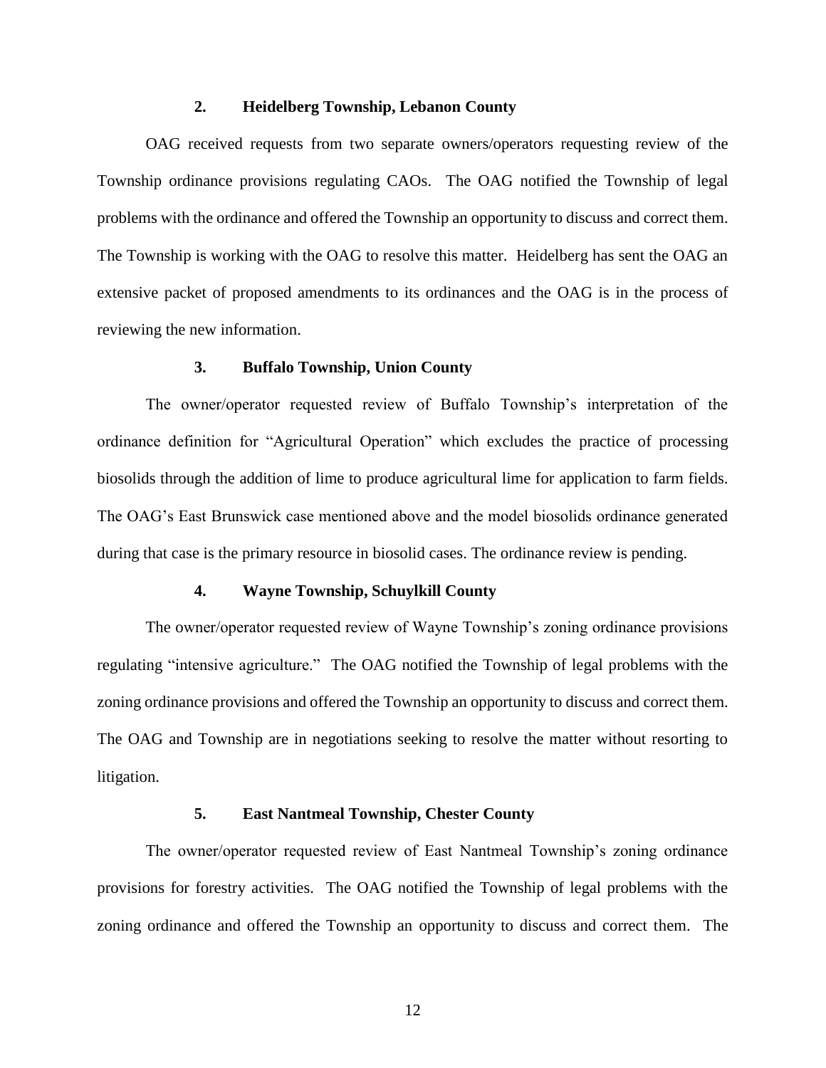### 2. Heidelberg Township, Lebanon County

OAG received requests from two separate owners/operators requesting review of the Township ordinance provisions regulating CAOs. The OAG notified the Township of legal problems with the ordinance and offered the Township an opportunity to discuss and correct them. The Township is working with the OAG to resolve this matter. Heidelberg has sent the OAG an extensive packet of proposed amendments to its ordinances and the OAG is in the process of reviewing the new information.

### 3. Buffalo Township, Union County

The owner/operator requested review of Buffalo Township's interpretation of the ordinance definition for "Agricultural Operation" which excludes the practice of processing biosolids through the addition of lime to produce agricultural lime for application to farm fields. The OAG's East Brunswick case mentioned above and the model biosolids ordinance generated during that case is the primary resource in biosolid cases. The ordinance review is pending.

### 4. Wayne Township, Schuylkill County

The owner/operator requested review of Wayne Township's zoning ordinance provisions regulating "intensive agriculture." The OAG notified the Township of legal problems with the zoning ordinance provisions and offered the Township an opportunity to discuss and correct them. The OAG and Township are in negotiations seeking to resolve the matter without resorting to litigation.

### 5. East Nantmeal Township, Chester County

The owner/operator requested review of East Nantmeal Township's zoning ordinance provisions for forestry activities. The OAG notified the Township of legal problems with the zoning ordinance and offered the Township an opportunity to discuss and correct them. The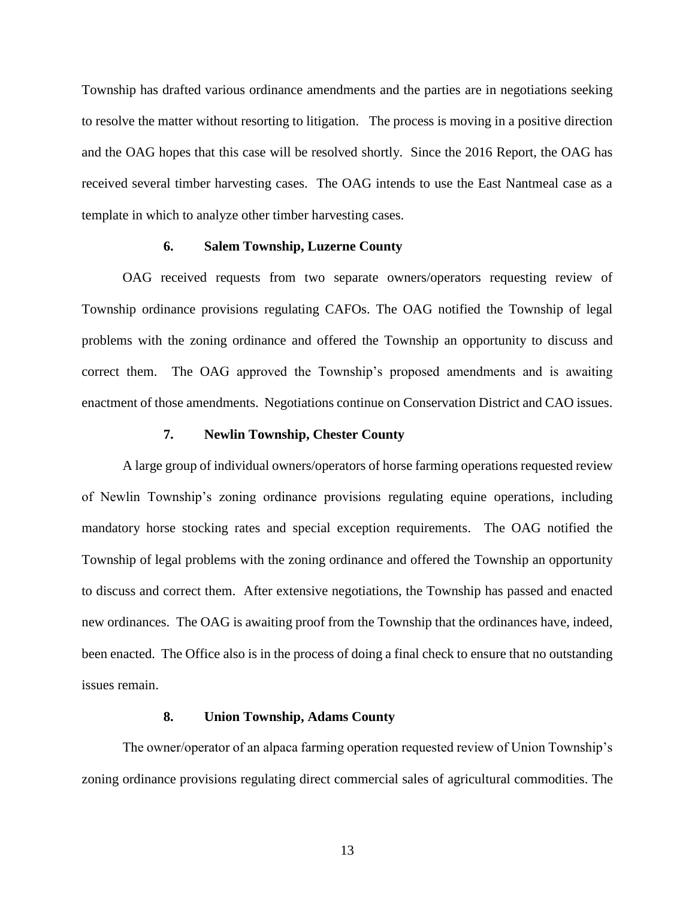Township has drafted various ordinance amendments and the parties are in negotiations seeking to resolve the matter without resorting to litigation. The process is moving in a positive direction and the OAG hopes that this case will be resolved shortly. Since the 2016 Report, the OAG has received several timber harvesting cases. The OAG intends to use the East Nantmeal case as a template in which to analyze other timber harvesting cases.

### 6. Salem Township, Luzerne County

OAG received requests from two separate owners/operators requesting review of Township ordinance provisions regulating CAFOs. The OAG notified the Township of legal problems with the zoning ordinance and offered the Township an opportunity to discuss and correct them. The OAG approved the Township's proposed amendments and is awaiting enactment of those amendments. Negotiations continue on Conservation District and CAO issues.

### 7. Newlin Township, Chester County

A large group of individual owners/operators of horse farming operations requested review of Newlin Township's zoning ordinance provisions regulating equine operations, including mandatory horse stocking rates and special exception requirements. The OAG notified the Township of legal problems with the zoning ordinance and offered the Township an opportunity to discuss and correct them. After extensive negotiations, the Township has passed and enacted new ordinances. The OAG is awaiting proof from the Township that the ordinances have, indeed, been enacted. The Office also is in the process of doing a final check to ensure that no outstanding issues remain.

### 8. Union Township, Adams County

The owner/operator of an alpaca farming operation requested review of Union Township's zoning ordinance provisions regulating direct commercial sales of agricultural commodities. The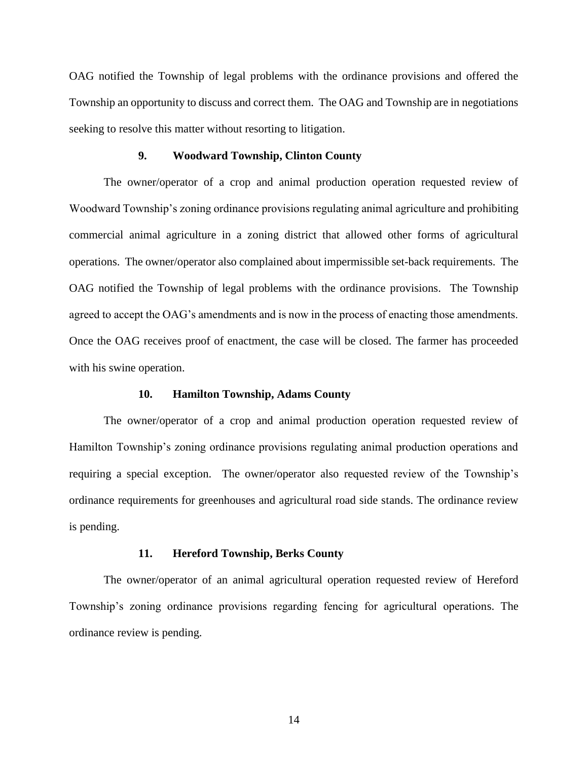OAG notified the Township of legal problems with the ordinance provisions and offered the Township an opportunity to discuss and correct them. The OAG and Township are in negotiations seeking to resolve this matter without resorting to litigation.

### 9. Woodward Township, Clinton County

The owner/operator of a crop and animal production operation requested review of Woodward Township's zoning ordinance provisions regulating animal agriculture and prohibiting commercial animal agriculture in a zoning district that allowed other forms of agricultural operations. The owner/operator also complained about impermissible set-back requirements. The OAG notified the Township of legal problems with the ordinance provisions. The Township agreed to accept the OAG's amendments and is now in the process of enacting those amendments. Once the OAG receives proof of enactment, the case will be closed. The farmer has proceeded with his swine operation.

### 10. Hamilton Township, Adams County

The owner/operator of a crop and animal production operation requested review of Hamilton Township's zoning ordinance provisions regulating animal production operations and requiring a special exception. The owner/operator also requested review of the Township's ordinance requirements for greenhouses and agricultural road side stands. The ordinance review is pending.

### 11. Hereford Township, Berks County

The owner/operator of an animal agricultural operation requested review of Hereford Township's zoning ordinance provisions regarding fencing for agricultural operations. The ordinance review is pending.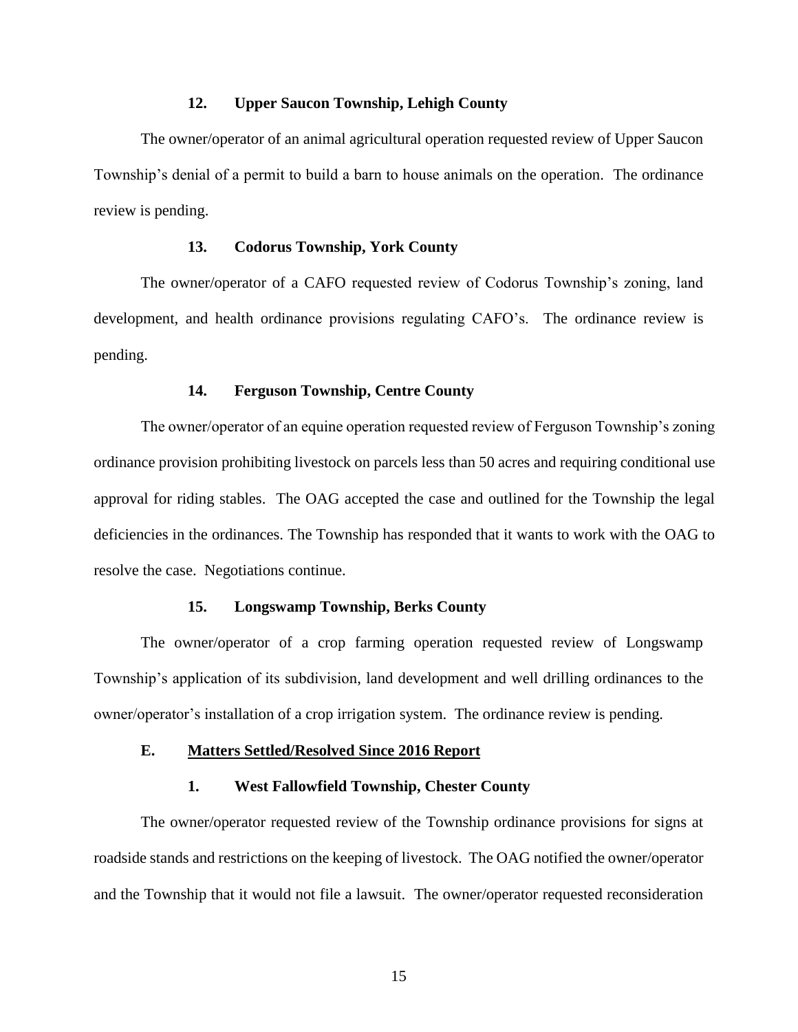#### 12. Upper Saucon Township, Lehigh County

The owner/operator of an animal agricultural operation requested review of Upper Saucon Township's denial of a permit to build a barn to house animals on the operation. The ordinance review is pending.

#### 13. Codorus Township, York County

The owner/operator of a CAFO requested review of Codorus Township's zoning, land development, and health ordinance provisions regulating CAFO's. The ordinance review is pending.

#### 14. Ferguson Township, Centre County

The owner/operator of an equine operation requested review of Ferguson Township's zoning ordinance provision prohibiting livestock on parcels less than 50 acres and requiring conditional use approval for riding stables. The OAG accepted the case and outlined for the Township the legal deficiencies in the ordinances. The Township has responded that it wants to work with the OAG to resolve the case. Negotiations continue.

#### 15. Longswamp Township, Berks County

The owner/operator of a crop farming operation requested review of Longswamp Township's application of its subdivision, land development and well drilling ordinances to the owner/operator's installation of a crop irrigation system. The ordinance review is pending.

### E. Matters Settled/Resolved Since 2016 Report

#### 1. West Fallowfield Township, Chester County

The owner/operator requested review of the Township ordinance provisions for signs at roadside stands and restrictions on the keeping of livestock. The OAG notified the owner/operator and the Township that it would not file a lawsuit. The owner/operator requested reconsideration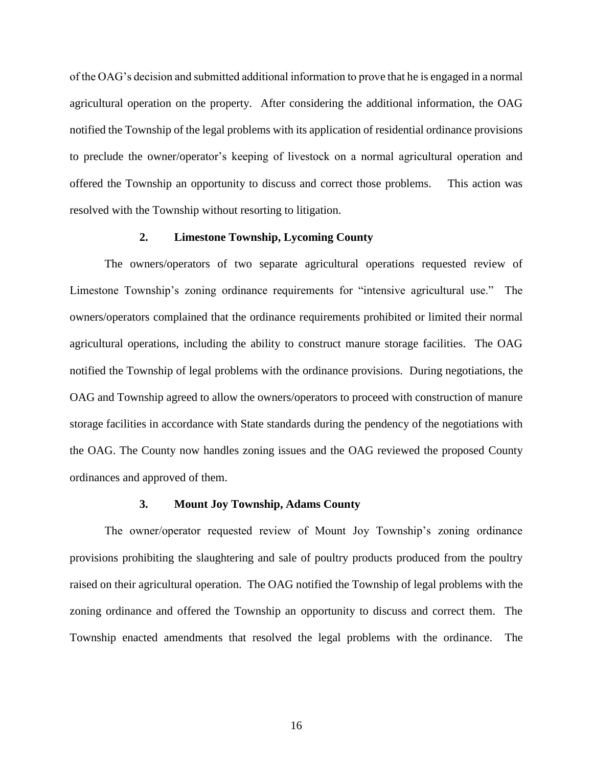of the OAG's decision and submitted additional information to prove that he is engaged in a normal agricultural operation on the property. After considering the additional information, the OAG notified the Township of the legal problems with its application of residential ordinance provisions to preclude the owner/operator's keeping of livestock on a normal agricultural operation and offered the Township an opportunity to discuss and correct those problems. This action was resolved with the Township without resorting to litigation.

### 2. Limestone Township, Lycoming County

The owners/operators of two separate agricultural operations requested review of Limestone Township's zoning ordinance requirements for "intensive agricultural use." The owners/operators complained that the ordinance requirements prohibited or limited their normal agricultural operations, including the ability to construct manure storage facilities. The OAG notified the Township of legal problems with the ordinance provisions. During negotiations, the OAG and Township agreed to allow the owners/operators to proceed with construction of manure storage facilities in accordance with State standards during the pendency of the negotiations with the OAG. The County now handles zoning issues and the OAG reviewed the proposed County ordinances and approved of them.

### 3. Mount Joy Township, Adams County

The owner/operator requested review of Mount Joy Township's zoning ordinance provisions prohibiting the slaughtering and sale of poultry products produced from the poultry raised on their agricultural operation. The OAG notified the Township of legal problems with the zoning ordinance and offered the Township an opportunity to discuss and correct them. The Township enacted amendments that resolved the legal problems with the ordinance. The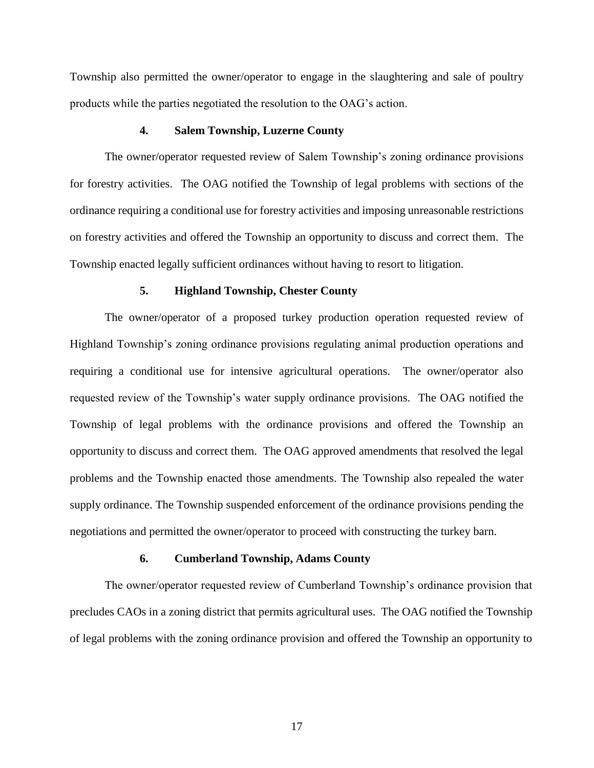Township also permitted the owner/operator to engage in the slaughtering and sale of poultry products while the parties negotiated the resolution to the OAG's action.

#### 4. Salem Township, Luzerne County

The owner/operator requested review of Salem Township's zoning ordinance provisions for forestry activities. The OAG notified the Township of legal problems with sections of the ordinance requiring a conditional use for forestry activities and imposing unreasonable restrictions on forestry activities and offered the Township an opportunity to discuss and correct them. The Township enacted legally sufficient ordinances without having to resort to litigation.

#### 5. Highland Township, Chester County

The owner/operator of a proposed turkey production operation requested review of Highland Township's zoning ordinance provisions regulating animal production operations and requiring a conditional use for intensive agricultural operations. The owner/operator also requested review of the Township's water supply ordinance provisions. The OAG notified the Township of legal problems with the ordinance provisions and offered the Township an opportunity to discuss and correct them. The OAG approved amendments that resolved the legal problems and the Township enacted those amendments. The Township also repealed the water supply ordinance. The Township suspended enforcement of the ordinance provisions pending the negotiations and permitted the owner/operator to proceed with constructing the turkey barn.

#### 6. Cumberland Township, Adams County

The owner/operator requested review of Cumberland Township's ordinance provision that precludes CAOs in a zoning district that permits agricultural uses. The OAG notified the Township of legal problems with the zoning ordinance provision and offered the Township an opportunity to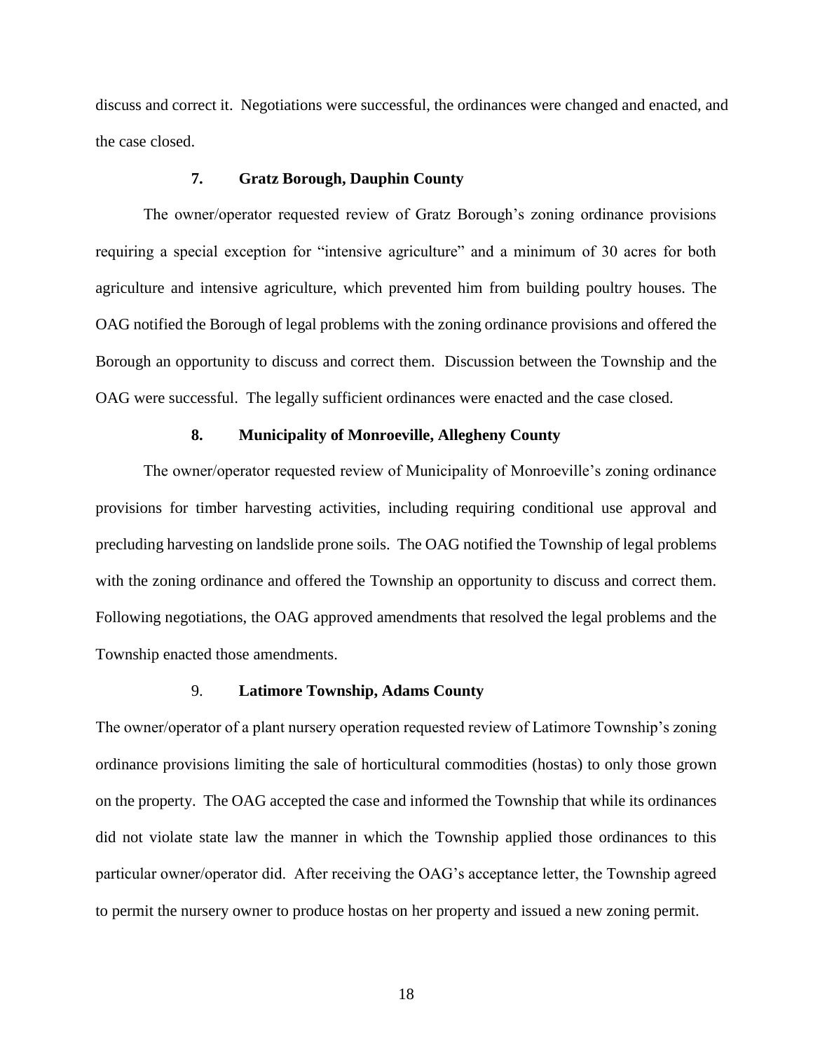discuss and correct it. Negotiations were successful, the ordinances were changed and enacted, and the case closed.

### 7. Gratz Borough, Dauphin County

The owner/operator requested review of Gratz Borough's zoning ordinance provisions requiring a special exception for "intensive agriculture" and a minimum of 30 acres for both agriculture and intensive agriculture, which prevented him from building poultry houses. The OAG notified the Borough of legal problems with the zoning ordinance provisions and offered the Borough an opportunity to discuss and correct them. Discussion between the Township and the OAG were successful. The legally sufficient ordinances were enacted and the case closed.

### 8. Municipality of Monroeville, Allegheny County

The owner/operator requested review of Municipality of Monroeville's zoning ordinance provisions for timber harvesting activities, including requiring conditional use approval and precluding harvesting on landslide prone soils. The OAG notified the Township of legal problems with the zoning ordinance and offered the Township an opportunity to discuss and correct them. Following negotiations, the OAG approved amendments that resolved the legal problems and the Township enacted those amendments.

### 9. Latimore Township, Adams County

The owner/operator of a plant nursery operation requested review of Latimore Township's zoning ordinance provisions limiting the sale of horticultural commodities (hostas) to only those grown on the property. The OAG accepted the case and informed the Township that while its ordinances did not violate state law the manner in which the Township applied those ordinances to this particular owner/operator did. After receiving the OAG's acceptance letter, the Township agreed to permit the nursery owner to produce hostas on her property and issued a new zoning permit.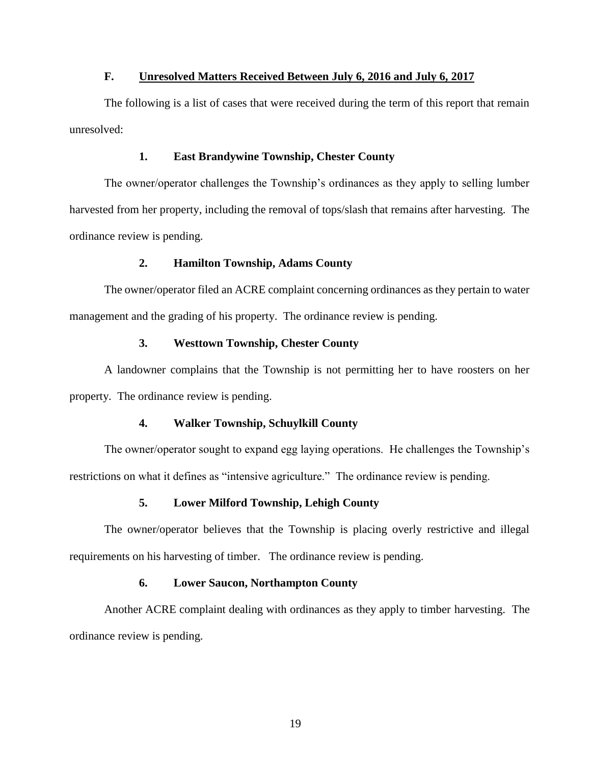### F. Unresolved Matters Received Between July 6, 2016 and July 6, 2017

The following is a list of cases that were received during the term of this report that remain unresolved:

#### 1. East Brandywine Township, Chester County

The owner/operator challenges the Township's ordinances as they apply to selling lumber harvested from her property, including the removal of tops/slash that remains after harvesting. The ordinance review is pending.

#### 2. Hamilton Township, Adams County

The owner/operator filed an ACRE complaint concerning ordinances as they pertain to water management and the grading of his property. The ordinance review is pending.

#### 3. Westtown Township, Chester County

A landowner complains that the Township is not permitting her to have roosters on her property. The ordinance review is pending.

#### 4. Walker Township, Schuylkill County

The owner/operator sought to expand egg laying operations. He challenges the Township's restrictions on what it defines as "intensive agriculture." The ordinance review is pending.

#### 5. Lower Milford Township, Lehigh County

The owner/operator believes that the Township is placing overly restrictive and illegal requirements on his harvesting of timber. The ordinance review is pending.

#### 6. Lower Saucon, Northampton County

Another ACRE complaint dealing with ordinances as they apply to timber harvesting. The ordinance review is pending.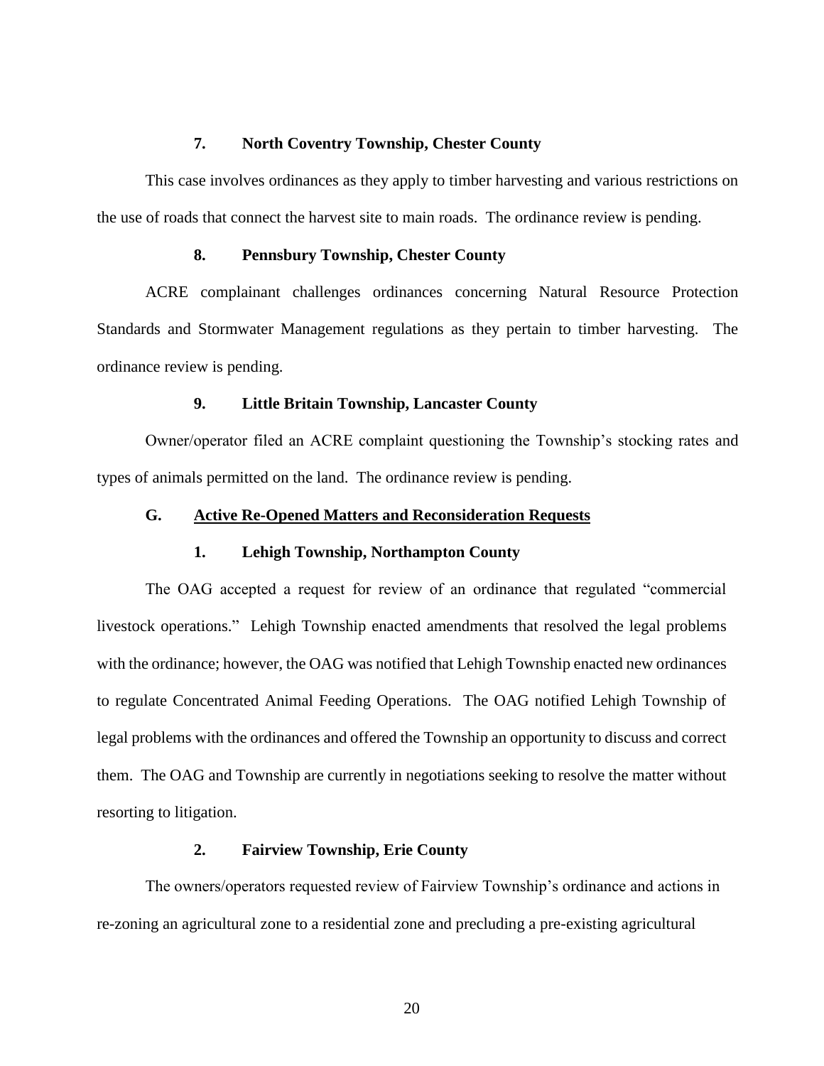#### 7. North Coventry Township, Chester County

This case involves ordinances as they apply to timber harvesting and various restrictions on the use of roads that connect the harvest site to main roads. The ordinance review is pending.

#### 8. Pennsbury Township, Chester County

ACRE complainant challenges ordinances concerning Natural Resource Protection Standards and Stormwater Management regulations as they pertain to timber harvesting. The ordinance review is pending.

#### 9. Little Britain Township, Lancaster County

Owner/operator filed an ACRE complaint questioning the Township's stocking rates and types of animals permitted on the land. The ordinance review is pending.

### G. Active Re-Opened Matters and Reconsideration Requests

#### 1. Lehigh Township, Northampton County

The OAG accepted a request for review of an ordinance that regulated "commercial livestock operations." Lehigh Township enacted amendments that resolved the legal problems with the ordinance; however, the OAG was notified that Lehigh Township enacted new ordinances to regulate Concentrated Animal Feeding Operations. The OAG notified Lehigh Township of legal problems with the ordinances and offered the Township an opportunity to discuss and correct them. The OAG and Township are currently in negotiations seeking to resolve the matter without resorting to litigation.

#### 2. Fairview Township, Erie County

The owners/operators requested review of Fairview Township's ordinance and actions in re-zoning an agricultural zone to a residential zone and precluding a pre-existing agricultural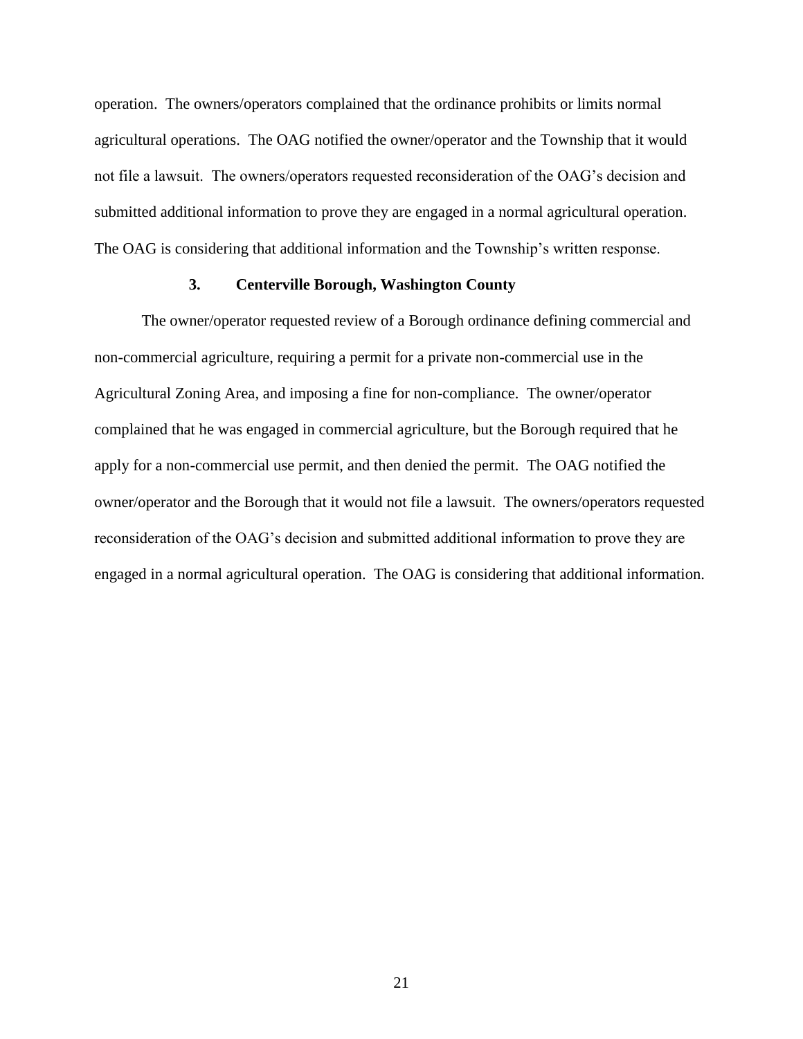operation. The owners/operators complained that the ordinance prohibits or limits normal agricultural operations. The OAG notified the owner/operator and the Township that it would not file a lawsuit. The owners/operators requested reconsideration of the OAG's decision and submitted additional information to prove they are engaged in a normal agricultural operation. The OAG is considering that additional information and the Township's written response.

### 3. Centerville Borough, Washington County

The owner/operator requested review of a Borough ordinance defining commercial and non-commercial agriculture, requiring a permit for a private non-commercial use in the Agricultural Zoning Area, and imposing a fine for non-compliance. The owner/operator complained that he was engaged in commercial agriculture, but the Borough required that he apply for a non-commercial use permit, and then denied the permit. The OAG notified the owner/operator and the Borough that it would not file a lawsuit. The owners/operators requested reconsideration of the OAG's decision and submitted additional information to prove they are engaged in a normal agricultural operation. The OAG is considering that additional information.